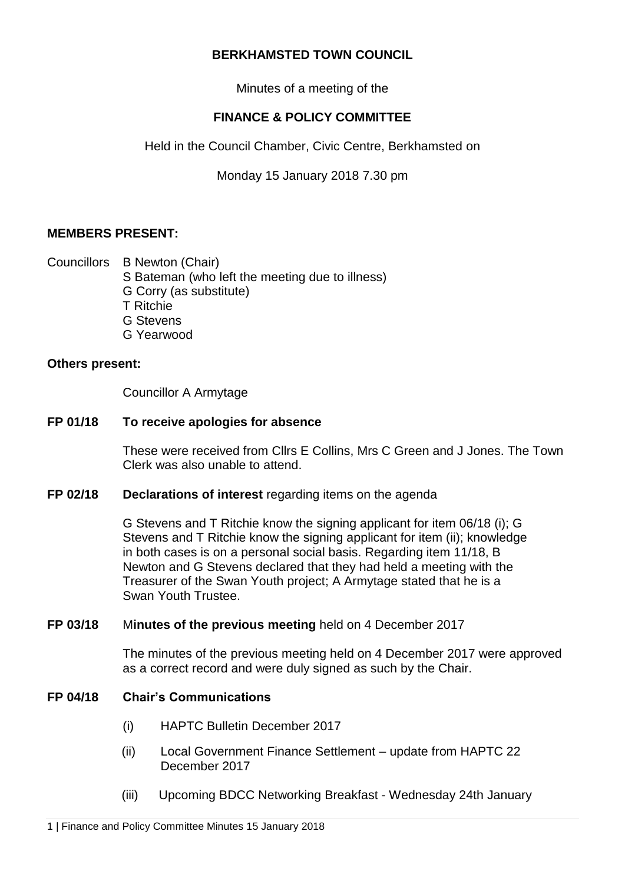# BERKHAMSTED TOWN COUNCIL

Minutes of a meeting of the

## FINANCE & POLICY COMMITTEE

Held in the Council Chamber, Civic Centre, Berkhamsted on

Monday 15 January 2018 7.30 pm

**MEMBERS PRESENT:**

Councillors B Newton (Chair)
S Bateman (who left the meeting due to illness)
G Corry (as substitute)
T Ritchie
G Stevens
G Yearwood

**Others present:**

Councillor A Armytage

**FP 01/18 To receive apologies for absence**

These were received from Cllrs E Collins, Mrs C Green and J Jones. The Town Clerk was also unable to attend.

**FP 02/18 Declarations of interest** regarding items on the agenda

G Stevens and T Ritchie know the signing applicant for item 06/18 (i); G Stevens and T Ritchie know the signing applicant for item (ii); knowledge in both cases is on a personal social basis. Regarding item 11/18, B Newton and G Stevens declared that they had held a meeting with the Treasurer of the Swan Youth project; A Armytage stated that he is a Swan Youth Trustee.

**FP 03/18** M**inutes of the previous meeting** held on 4 December 2017

The minutes of the previous meeting held on 4 December 2017 were approved as a correct record and were duly signed as such by the Chair.

**FP 04/18 Chair's Communications**

(i) HAPTC Bulletin December 2017

(ii) Local Government Finance Settlement – update from HAPTC 22 December 2017

(iii) Upcoming BDCC Networking Breakfast - Wednesday 24th January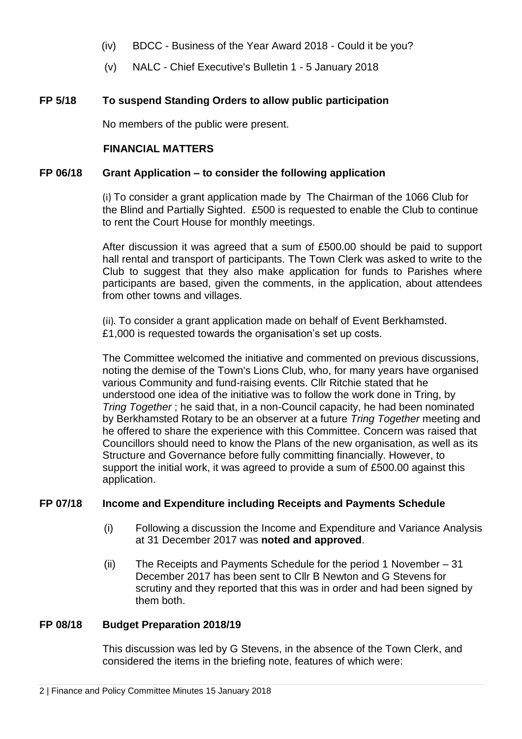(iv) BDCC - Business of the Year Award 2018 - Could it be you?

(v) NALC - Chief Executive's Bulletin 1 - 5 January 2018

**FP 5/18 To suspend Standing Orders to allow public participation**

No members of the public were present.

**FINANCIAL MATTERS**

**FP 06/18 Grant Application – to consider the following application**

(i) To consider a grant application made by The Chairman of the 1066 Club for the Blind and Partially Sighted. £500 is requested to enable the Club to continue to rent the Court House for monthly meetings.

After discussion it was agreed that a sum of £500.00 should be paid to support hall rental and transport of participants. The Town Clerk was asked to write to the Club to suggest that they also make application for funds to Parishes where participants are based, given the comments, in the application, about attendees from other towns and villages.

(ii). To consider a grant application made on behalf of Event Berkhamsted. £1,000 is requested towards the organisation's set up costs.

The Committee welcomed the initiative and commented on previous discussions, noting the demise of the Town's Lions Club, who, for many years have organised various Community and fund-raising events. Cllr Ritchie stated that he understood one idea of the initiative was to follow the work done in Tring, by *Tring Together* ; he said that, in a non-Council capacity, he had been nominated by Berkhamsted Rotary to be an observer at a future *Tring Together* meeting and he offered to share the experience with this Committee. Concern was raised that Councillors should need to know the Plans of the new organisation, as well as its Structure and Governance before fully committing financially. However, to support the initial work, it was agreed to provide a sum of £500.00 against this application.

**FP 07/18 Income and Expenditure including Receipts and Payments Schedule**

(i) Following a discussion the Income and Expenditure and Variance Analysis at 31 December 2017 was **noted and approved**.

(ii) The Receipts and Payments Schedule for the period 1 November – 31 December 2017 has been sent to Cllr B Newton and G Stevens for scrutiny and they reported that this was in order and had been signed by them both.

**FP 08/18 Budget Preparation 2018/19**

This discussion was led by G Stevens, in the absence of the Town Clerk, and considered the items in the briefing note, features of which were: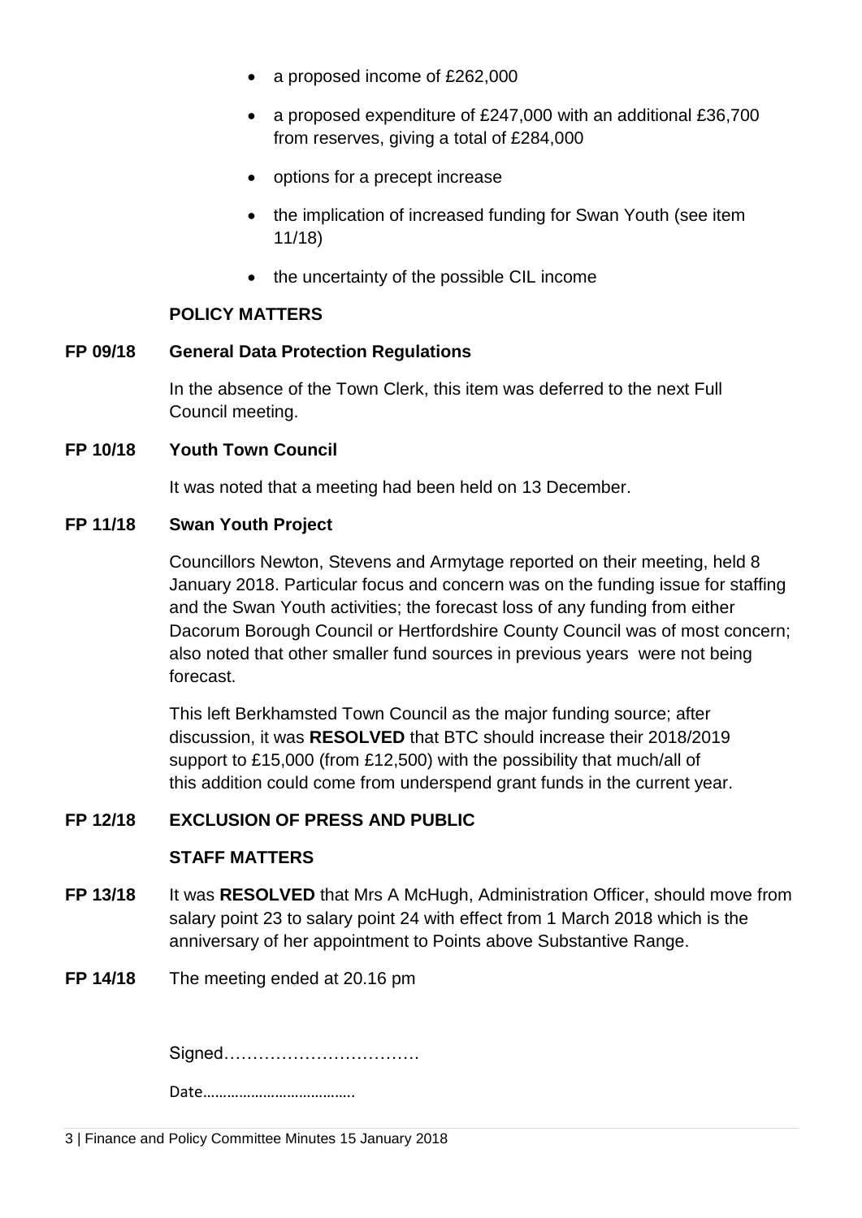- a proposed income of £262,000
- a proposed expenditure of £247,000 with an additional £36,700 from reserves, giving a total of £284,000
- options for a precept increase
- the implication of increased funding for Swan Youth (see item 11/18)
- the uncertainty of the possible CIL income

**POLICY MATTERS**

**FP 09/18 General Data Protection Regulations**

In the absence of the Town Clerk, this item was deferred to the next Full Council meeting.

**FP 10/18 Youth Town Council**

It was noted that a meeting had been held on 13 December.

**FP 11/18 Swan Youth Project**

Councillors Newton, Stevens and Armytage reported on their meeting, held 8 January 2018. Particular focus and concern was on the funding issue for staffing and the Swan Youth activities; the forecast loss of any funding from either Dacorum Borough Council or Hertfordshire County Council was of most concern; also noted that other smaller fund sources in previous years were not being forecast.

This left Berkhamsted Town Council as the major funding source; after discussion, it was **RESOLVED** that BTC should increase their 2018/2019 support to £15,000 (from £12,500) with the possibility that much/all of this addition could come from underspend grant funds in the current year.

**FP 12/18 EXCLUSION OF PRESS AND PUBLIC**

**STAFF MATTERS**

**FP 13/18** It was **RESOLVED** that Mrs A McHugh, Administration Officer, should move from salary point 23 to salary point 24 with effect from 1 March 2018 which is the anniversary of her appointment to Points above Substantive Range.

**FP 14/18** The meeting ended at 20.16 pm

Signed……………………………

Date……………………………….